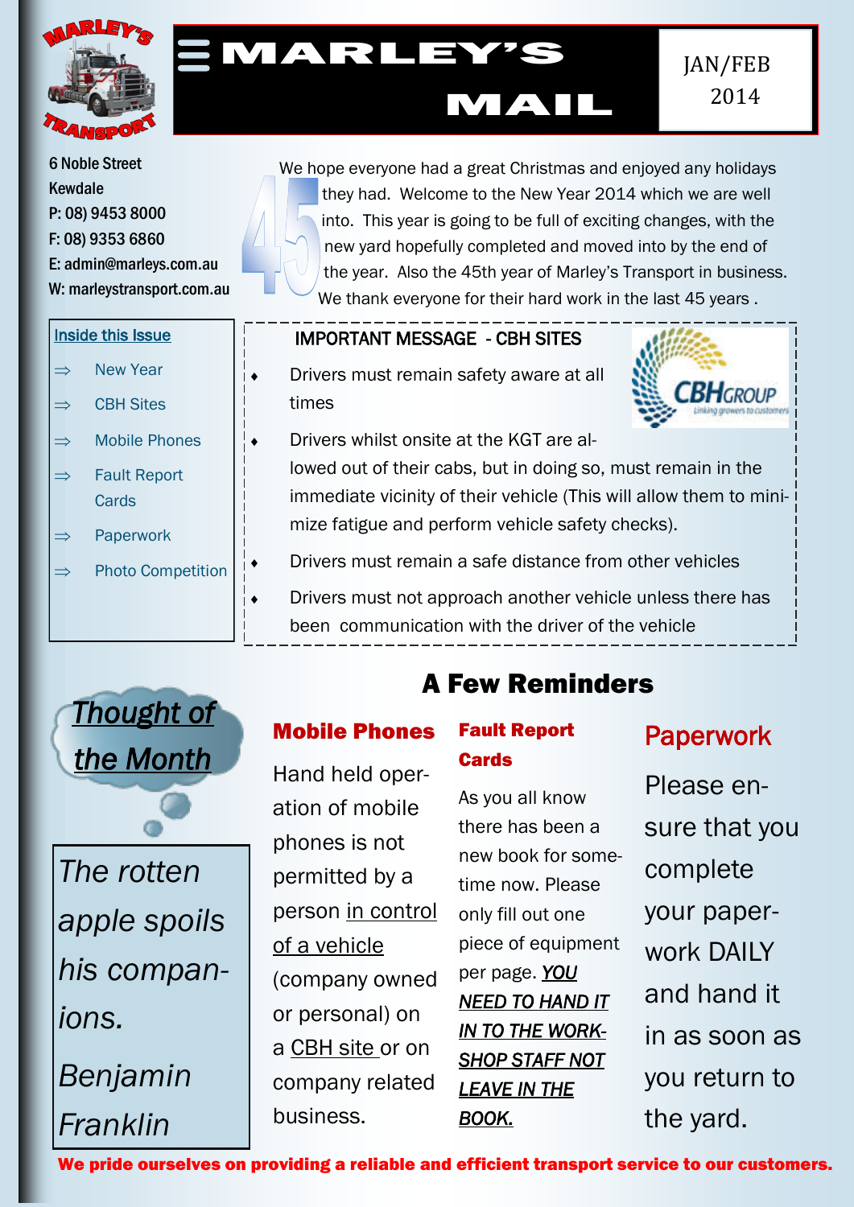# MARLEY'S MAIL

JAN/FEB 2014

6 Noble Street
Kewdale
P: 08) 9453 8000
F: 08) 9353 6860
E: admin@marleys.com.au
W: marleystransport.com.au

We hope everyone had a great Christmas and enjoyed any holidays they had. Welcome to the New Year 2014 which we are well into. This year is going to be full of exciting changes, with the new yard hopefully completed and moved into by the end of the year. Also the 45th year of Marley's Transport in business. We thank everyone for their hard work in the last 45 years .

**Inside this Issue**

- New Year
- CBH Sites
- Mobile Phones
- Fault Report Cards
- Paperwork
- Photo Competition

### IMPORTANT MESSAGE - CBH SITES

- Drivers must remain safety aware at all times
- Drivers whilst onsite at the KGT are allowed out of their cabs, but in doing so, must remain in the immediate vicinity of their vehicle (This will allow them to minimize fatigue and perform vehicle safety checks).
- Drivers must remain a safe distance from other vehicles
- Drivers must not approach another vehicle unless there has been communication with the driver of the vehicle

## Thought of the Month

*The rotten apple spoils his companions.*

*Benjamin Franklin*

## A Few Reminders

### Mobile Phones

Hand held operation of mobile phones is not permitted by a person in control of a vehicle (company owned or personal) on a CBH site or on company related business.

### Fault Report Cards

As you all know there has been a new book for sometime now. Please only fill out one piece of equipment per page. ***YOU NEED TO HAND IT IN TO THE WORKSHOP STAFF NOT LEAVE IN THE BOOK.***

### Paperwork

Please ensure that you complete your paperwork DAILY and hand it in as soon as you return to the yard.

**We pride ourselves on providing a reliable and efficient transport service to our customers.**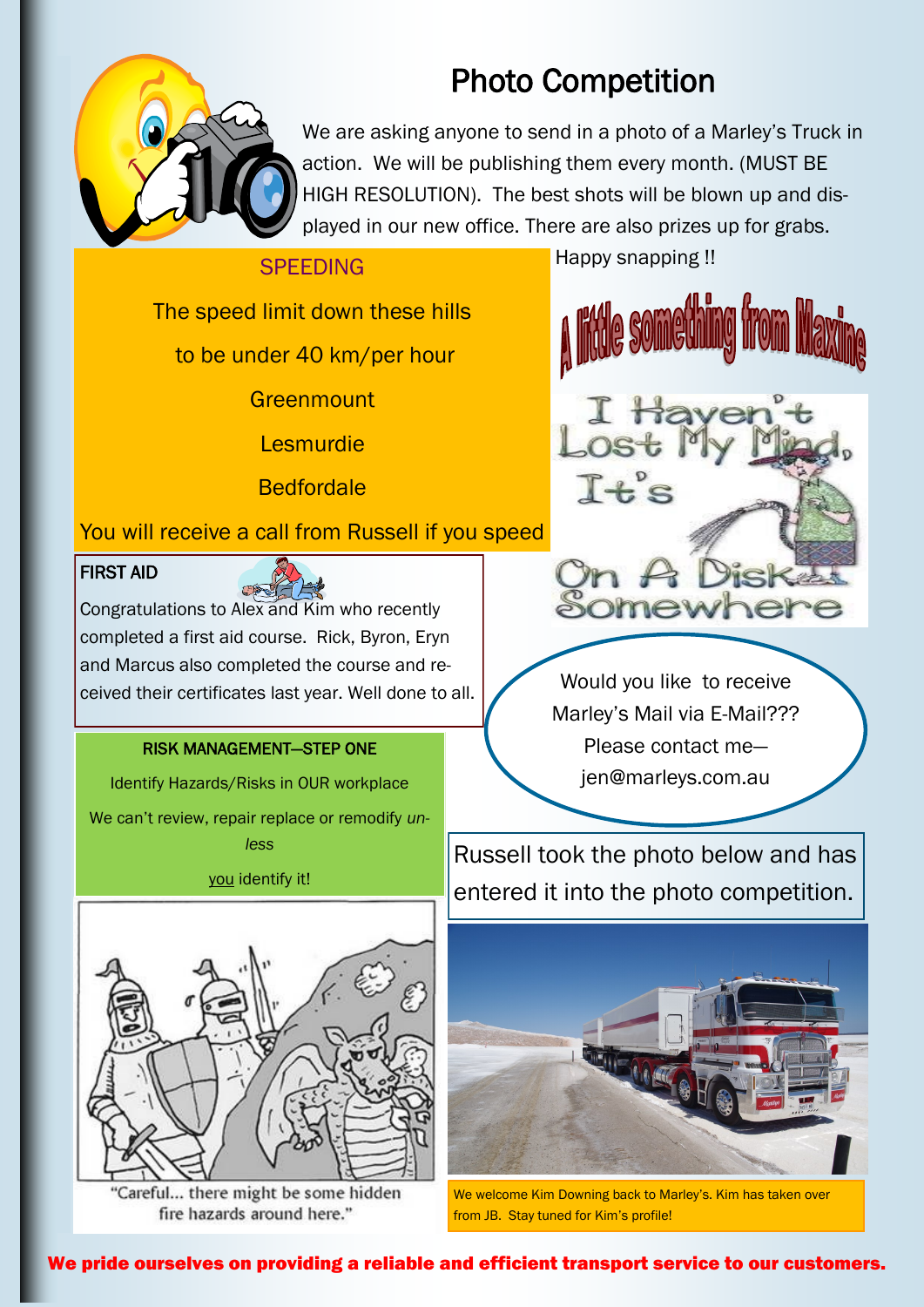# Photo Competition

We are asking anyone to send in a photo of a Marley's Truck in action. We will be publishing them every month. (MUST BE HIGH RESOLUTION). The best shots will be blown up and displayed in our new office. There are also prizes up for grabs. Happy snapping !!

## SPEEDING

The speed limit down these hills

to be under 40 km/per hour

Greenmount

Lesmurdie

Bedfordale

You will receive a call from Russell if you speed

## A little something from Maxine

I Haven't Lost My Mind, It's On A Disk Somewhere

## FIRST AID

Congratulations to Alex and Kim who recently completed a first aid course. Rick, Byron, Eryn and Marcus also completed the course and received their certificates last year. Well done to all.

Would you like to receive Marley's Mail via E-Mail??? Please contact me— jen@marleys.com.au

## RISK MANAGEMENT—STEP ONE

Identify Hazards/Risks in OUR workplace

We can't review, repair replace or remodify *unless*

<u>you</u> identify it!

"Careful... there might be some hidden fire hazards around here."

Russell took the photo below and has entered it into the photo competition.

We welcome Kim Downing back to Marley's. Kim has taken over from JB. Stay tuned for Kim's profile!

**We pride ourselves on providing a reliable and efficient transport service to our customers.**